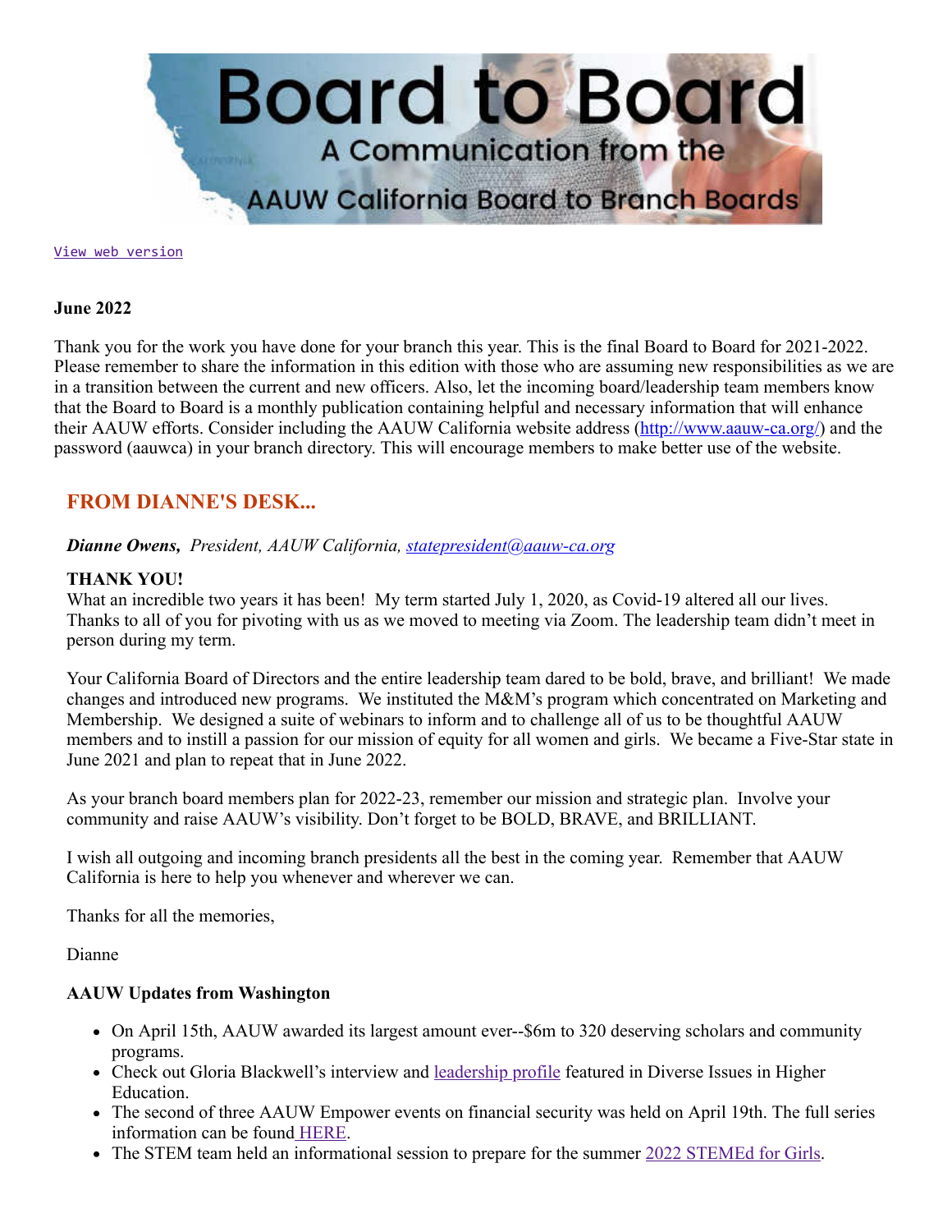# Board to Board

A Communication from the AAUW California Board to Branch Boards

[View web version]

**June 2022**

Thank you for the work you have done for your branch this year. This is the final Board to Board for 2021-2022. Please remember to share the information in this edition with those who are assuming new responsibilities as we are in a transition between the current and new officers. Also, let the incoming board/leadership team members know that the Board to Board is a monthly publication containing helpful and necessary information that will enhance their AAUW efforts. Consider including the AAUW California website address (http://www.aauw-ca.org/) and the password (aauwca) in your branch directory. This will encourage members to make better use of the website.

## FROM DIANNE'S DESK...

***Dianne Owens,*** *President, AAUW California, statepresident@aauw-ca.org*

**THANK YOU!**

What an incredible two years it has been! My term started July 1, 2020, as Covid-19 altered all our lives. Thanks to all of you for pivoting with us as we moved to meeting via Zoom. The leadership team didn't meet in person during my term.

Your California Board of Directors and the entire leadership team dared to be bold, brave, and brilliant! We made changes and introduced new programs. We instituted the M&M's program which concentrated on Marketing and Membership. We designed a suite of webinars to inform and to challenge all of us to be thoughtful AAUW members and to instill a passion for our mission of equity for all women and girls. We became a Five-Star state in June 2021 and plan to repeat that in June 2022.

As your branch board members plan for 2022-23, remember our mission and strategic plan. Involve your community and raise AAUW's visibility. Don't forget to be BOLD, BRAVE, and BRILLIANT.

I wish all outgoing and incoming branch presidents all the best in the coming year. Remember that AAUW California is here to help you whenever and wherever we can.

Thanks for all the memories,

Dianne

**AAUW Updates from Washington**

- On April 15th, AAUW awarded its largest amount ever--$6m to 320 deserving scholars and community programs.
- Check out Gloria Blackwell's interview and leadership profile featured in Diverse Issues in Higher Education.
- The second of three AAUW Empower events on financial security was held on April 19th. The full series information can be found HERE.
- The STEM team held an informational session to prepare for the summer 2022 STEMEd for Girls.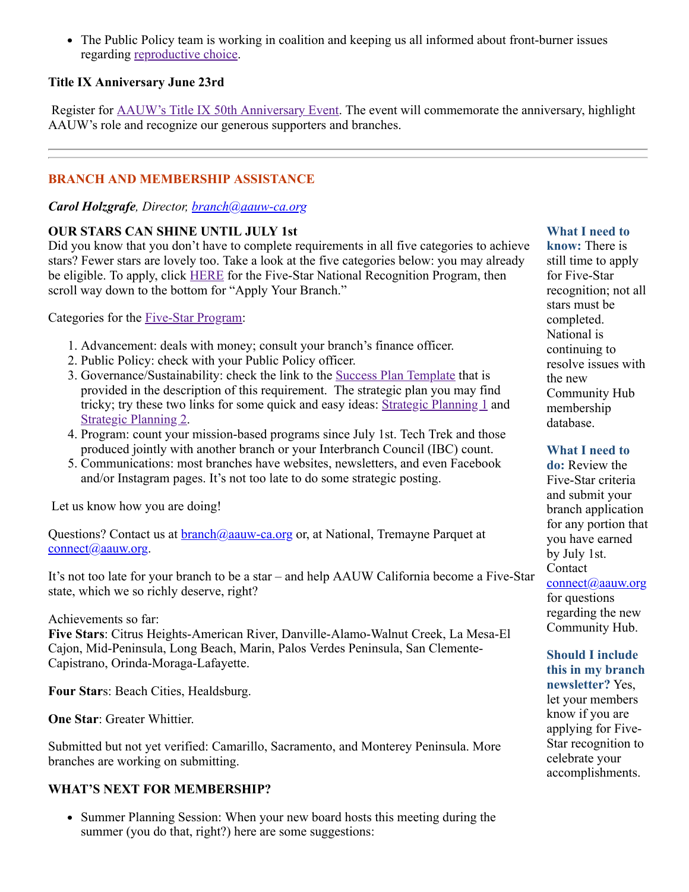- The Public Policy team is working in coalition and keeping us all informed about front-burner issues regarding reproductive choice.

**Title IX Anniversary June 23rd**

Register for AAUW's Title IX 50th Anniversary Event. The event will commemorate the anniversary, highlight AAUW's role and recognize our generous supporters and branches.

---

## BRANCH AND MEMBERSHIP ASSISTANCE

***Carol Holzgrafe***, *Director, branch@aauw-ca.org*

**OUR STARS CAN SHINE UNTIL JULY 1st**

Did you know that you don't have to complete requirements in all five categories to achieve stars? Fewer stars are lovely too. Take a look at the five categories below: you may already be eligible. To apply, click HERE for the Five-Star National Recognition Program, then scroll way down to the bottom for "Apply Your Branch."

Categories for the Five-Star Program:

1. Advancement: deals with money; consult your branch's finance officer.
2. Public Policy: check with your Public Policy officer.
3. Governance/Sustainability: check the link to the Success Plan Template that is provided in the description of this requirement. The strategic plan you may find tricky; try these two links for some quick and easy ideas: Strategic Planning 1 and Strategic Planning 2.
4. Program: count your mission-based programs since July 1st. Tech Trek and those produced jointly with another branch or your Interbranch Council (IBC) count.
5. Communications: most branches have websites, newsletters, and even Facebook and/or Instagram pages. It's not too late to do some strategic posting.

Let us know how you are doing!

Questions? Contact us at branch@aauw-ca.org or, at National, Tremayne Parquet at connect@aauw.org.

It's not too late for your branch to be a star – and help AAUW California become a Five-Star state, which we so richly deserve, right?

Achievements so far:
**Five Stars**: Citrus Heights-American River, Danville-Alamo-Walnut Creek, La Mesa-El Cajon, Mid-Peninsula, Long Beach, Marin, Palos Verdes Peninsula, San Clemente-Capistrano, Orinda-Moraga-Lafayette.

**Four Stars**: Beach Cities, Healdsburg.

**One Star**: Greater Whittier.

Submitted but not yet verified: Camarillo, Sacramento, and Monterey Peninsula. More branches are working on submitting.

**What I need to know:** There is still time to apply for Five-Star recognition; not all stars must be completed. National is continuing to resolve issues with the new Community Hub membership database.

**What I need to do:** Review the Five-Star criteria and submit your branch application for any portion that you have earned by July 1st. Contact connect@aauw.org for questions regarding the new Community Hub.

**Should I include this in my branch newsletter?** Yes, let your members know if you are applying for Five-Star recognition to celebrate your accomplishments.

**WHAT'S NEXT FOR MEMBERSHIP?**

- Summer Planning Session: When your new board hosts this meeting during the summer (you do that, right?) here are some suggestions: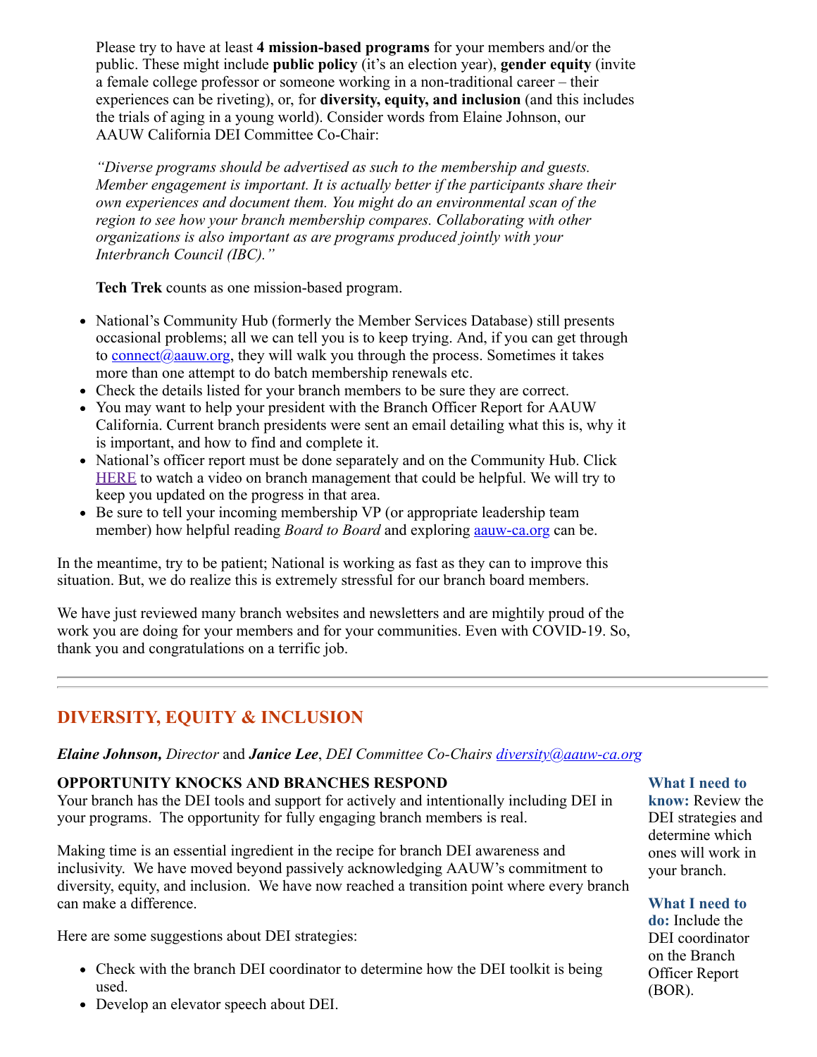Please try to have at least **4 mission-based programs** for your members and/or the public. These might include **public policy** (it's an election year), **gender equity** (invite a female college professor or someone working in a non-traditional career – their experiences can be riveting), or, for **diversity, equity, and inclusion** (and this includes the trials of aging in a young world). Consider words from Elaine Johnson, our AAUW California DEI Committee Co-Chair:

*"Diverse programs should be advertised as such to the membership and guests. Member engagement is important. It is actually better if the participants share their own experiences and document them. You might do an environmental scan of the region to see how your branch membership compares. Collaborating with other organizations is also important as are programs produced jointly with your Interbranch Council (IBC)."*

**Tech Trek** counts as one mission-based program.

- National's Community Hub (formerly the Member Services Database) still presents occasional problems; all we can tell you is to keep trying. And, if you can get through to connect@aauw.org, they will walk you through the process. Sometimes it takes more than one attempt to do batch membership renewals etc.
- Check the details listed for your branch members to be sure they are correct.
- You may want to help your president with the Branch Officer Report for AAUW California. Current branch presidents were sent an email detailing what this is, why it is important, and how to find and complete it.
- National's officer report must be done separately and on the Community Hub. Click HERE to watch a video on branch management that could be helpful. We will try to keep you updated on the progress in that area.
- Be sure to tell your incoming membership VP (or appropriate leadership team member) how helpful reading *Board to Board* and exploring aauw-ca.org can be.

In the meantime, try to be patient; National is working as fast as they can to improve this situation. But, we do realize this is extremely stressful for our branch board members.

We have just reviewed many branch websites and newsletters and are mightily proud of the work you are doing for your members and for your communities. Even with COVID-19. So, thank you and congratulations on a terrific job.

---

## DIVERSITY, EQUITY & INCLUSION

***Elaine Johnson,*** *Director* and ***Janice Lee***, *DEI Committee Co-Chairs* *diversity@aauw-ca.org*

**OPPORTUNITY KNOCKS AND BRANCHES RESPOND**

Your branch has the DEI tools and support for actively and intentionally including DEI in your programs. The opportunity for fully engaging branch members is real.

Making time is an essential ingredient in the recipe for branch DEI awareness and inclusivity. We have moved beyond passively acknowledging AAUW's commitment to diversity, equity, and inclusion. We have now reached a transition point where every branch can make a difference.

Here are some suggestions about DEI strategies:

- Check with the branch DEI coordinator to determine how the DEI toolkit is being used.
- Develop an elevator speech about DEI.

**What I need to know:** Review the DEI strategies and determine which ones will work in your branch.

**What I need to do:** Include the DEI coordinator on the Branch Officer Report (BOR).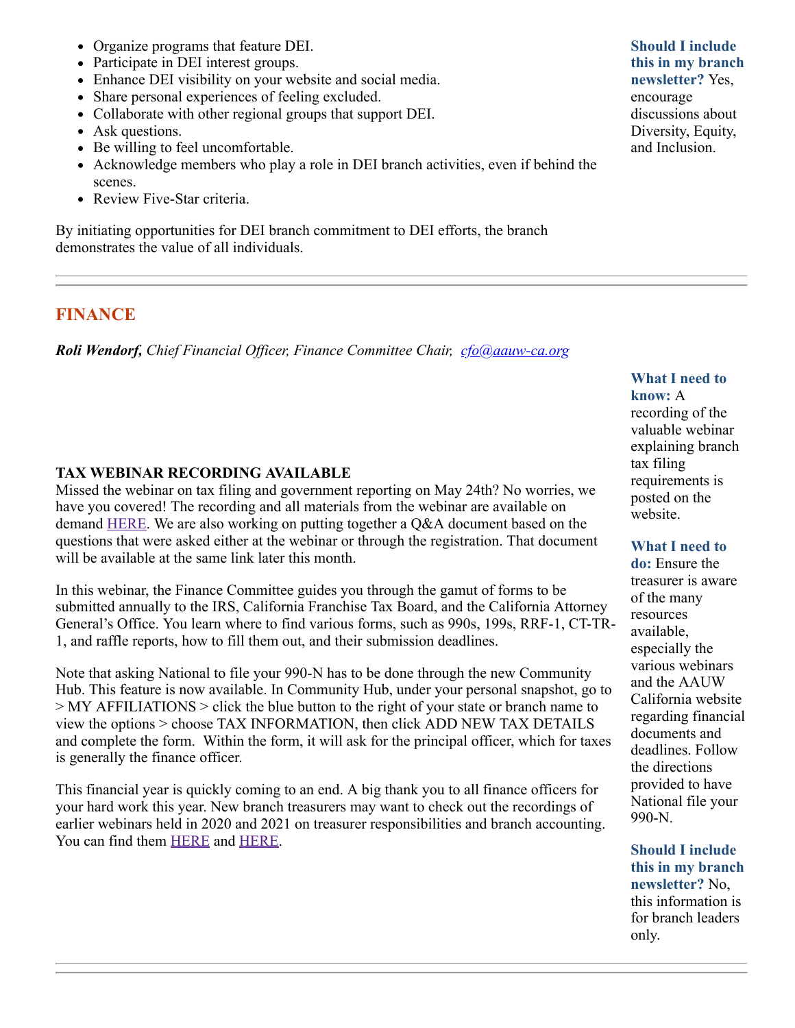- Organize programs that feature DEI.
- Participate in DEI interest groups.
- Enhance DEI visibility on your website and social media.
- Share personal experiences of feeling excluded.
- Collaborate with other regional groups that support DEI.
- Ask questions.
- Be willing to feel uncomfortable.
- Acknowledge members who play a role in DEI branch activities, even if behind the scenes.
- Review Five-Star criteria.

By initiating opportunities for DEI branch commitment to DEI efforts, the branch demonstrates the value of all individuals.

**Should I include this in my branch newsletter?** Yes, encourage discussions about Diversity, Equity, and Inclusion.

---

## FINANCE

***Roli Wendorf,*** *Chief Financial Officer, Finance Committee Chair, cfo@aauw-ca.org*

**TAX WEBINAR RECORDING AVAILABLE**

Missed the webinar on tax filing and government reporting on May 24th? No worries, we have you covered! The recording and all materials from the webinar are available on demand HERE. We are also working on putting together a Q&A document based on the questions that were asked either at the webinar or through the registration. That document will be available at the same link later this month.

In this webinar, the Finance Committee guides you through the gamut of forms to be submitted annually to the IRS, California Franchise Tax Board, and the California Attorney General's Office. You learn where to find various forms, such as 990s, 199s, RRF-1, CT-TR-1, and raffle reports, how to fill them out, and their submission deadlines.

Note that asking National to file your 990-N has to be done through the new Community Hub. This feature is now available. In Community Hub, under your personal snapshot, go to > MY AFFILIATIONS > click the blue button to the right of your state or branch name to view the options > choose TAX INFORMATION, then click ADD NEW TAX DETAILS and complete the form. Within the form, it will ask for the principal officer, which for taxes is generally the finance officer.

This financial year is quickly coming to an end. A big thank you to all finance officers for your hard work this year. New branch treasurers may want to check out the recordings of earlier webinars held in 2020 and 2021 on treasurer responsibilities and branch accounting. You can find them HERE and HERE.

**What I need to know:** A recording of the valuable webinar explaining branch tax filing requirements is posted on the website.

**What I need to do:** Ensure the treasurer is aware of the many resources available, especially the various webinars and the AAUW California website regarding financial documents and deadlines. Follow the directions provided to have National file your 990-N.

**Should I include this in my branch newsletter?** No, this information is for branch leaders only.

---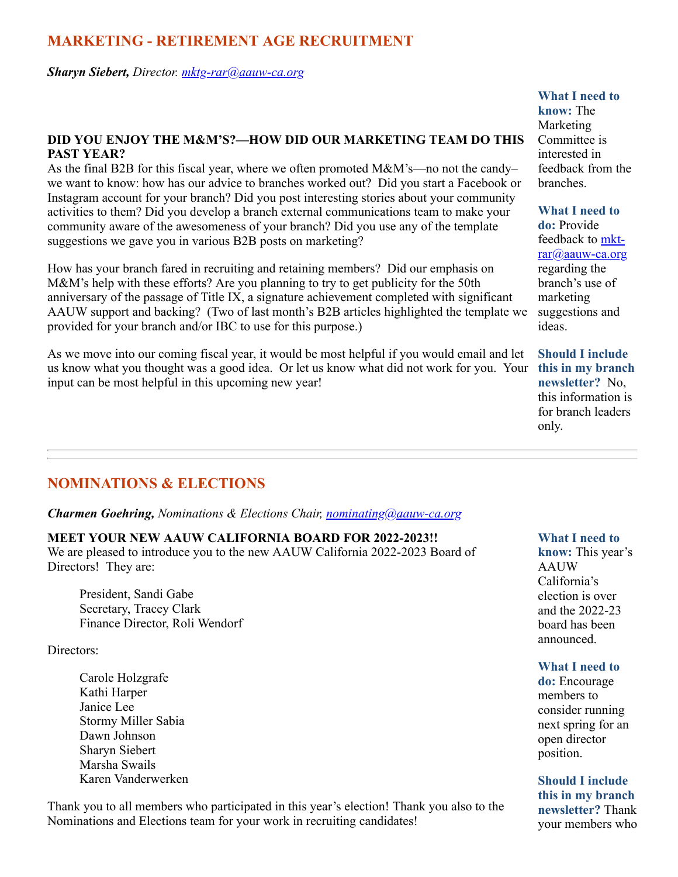## MARKETING - RETIREMENT AGE RECRUITMENT

***Sharyn Siebert,** Director.* *[mktg-rar@aauw-ca.org](mailto:mktg-rar@aauw-ca.org)*

**DID YOU ENJOY THE M&M'S?—HOW DID OUR MARKETING TEAM DO THIS PAST YEAR?**

As the final B2B for this fiscal year, where we often promoted M&M's—no not the candy–we want to know: how has our advice to branches worked out? Did you start a Facebook or Instagram account for your branch? Did you post interesting stories about your community activities to them? Did you develop a branch external communications team to make your community aware of the awesomeness of your branch? Did you use any of the template suggestions we gave you in various B2B posts on marketing?

How has your branch fared in recruiting and retaining members? Did our emphasis on M&M's help with these efforts? Are you planning to try to get publicity for the 50th anniversary of the passage of Title IX, a signature achievement completed with significant AAUW support and backing? (Two of last month's B2B articles highlighted the template we provided for your branch and/or IBC to use for this purpose.)

As we move into our coming fiscal year, it would be most helpful if you would email and let us know what you thought was a good idea. Or let us know what did not work for you. Your input can be most helpful in this upcoming new year!

**What I need to know:** The Marketing Committee is interested in feedback from the branches.

**What I need to do:** Provide feedback to [mkt-rar@aauw-ca.org](mailto:mkt-rar@aauw-ca.org) regarding the branch's use of marketing suggestions and ideas.

**Should I include this in my branch newsletter?** No, this information is for branch leaders only.

---

## NOMINATIONS & ELECTIONS

***Charmen Goehring,** Nominations & Elections Chair,* *[nominating@aauw-ca.org](mailto:nominating@aauw-ca.org)*

**MEET YOUR NEW AAUW CALIFORNIA BOARD FOR 2022-2023!!**

We are pleased to introduce you to the new AAUW California 2022-2023 Board of Directors! They are:

President, Sandi Gabe
Secretary, Tracey Clark
Finance Director, Roli Wendorf

Directors:

Carole Holzgrafe
Kathi Harper
Janice Lee
Stormy Miller Sabia
Dawn Johnson
Sharyn Siebert
Marsha Swails
Karen Vanderwerken

Thank you to all members who participated in this year's election! Thank you also to the Nominations and Elections team for your work in recruiting candidates!

**What I need to know:** This year's AAUW California's election is over and the 2022-23 board has been announced.

**What I need to do:** Encourage members to consider running next spring for an open director position.

**Should I include this in my branch newsletter?** Thank your members who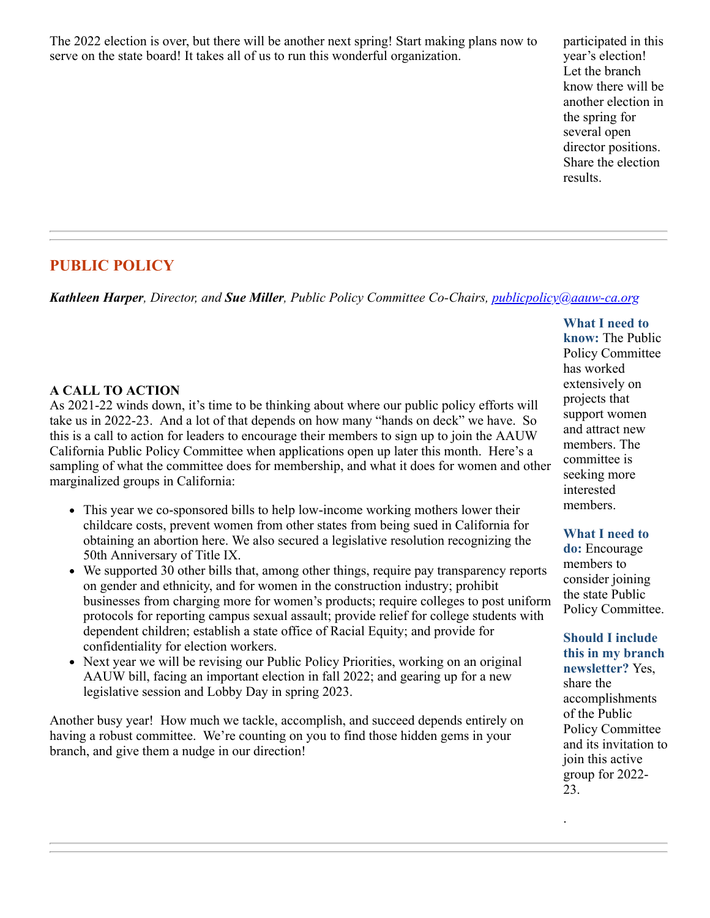The 2022 election is over, but there will be another next spring! Start making plans now to serve on the state board! It takes all of us to run this wonderful organization.

participated in this year's election! Let the branch know there will be another election in the spring for several open director positions. Share the election results.

---

## PUBLIC POLICY

***Kathleen Harper**, Director, and **Sue Miller**, Public Policy Committee Co-Chairs, [publicpolicy@aauw-ca.org](mailto:publicpolicy@aauw-ca.org)*

**A CALL TO ACTION**

As 2021-22 winds down, it's time to be thinking about where our public policy efforts will take us in 2022-23. And a lot of that depends on how many "hands on deck" we have. So this is a call to action for leaders to encourage their members to sign up to join the AAUW California Public Policy Committee when applications open up later this month. Here's a sampling of what the committee does for membership, and what it does for women and other marginalized groups in California:

- This year we co-sponsored bills to help low-income working mothers lower their childcare costs, prevent women from other states from being sued in California for obtaining an abortion here. We also secured a legislative resolution recognizing the 50th Anniversary of Title IX.
- We supported 30 other bills that, among other things, require pay transparency reports on gender and ethnicity, and for women in the construction industry; prohibit businesses from charging more for women's products; require colleges to post uniform protocols for reporting campus sexual assault; provide relief for college students with dependent children; establish a state office of Racial Equity; and provide for confidentiality for election workers.
- Next year we will be revising our Public Policy Priorities, working on an original AAUW bill, facing an important election in fall 2022; and gearing up for a new legislative session and Lobby Day in spring 2023.

Another busy year! How much we tackle, accomplish, and succeed depends entirely on having a robust committee. We're counting on you to find those hidden gems in your branch, and give them a nudge in our direction!

**What I need to know:** The Public Policy Committee has worked extensively on projects that support women and attract new members. The committee is seeking more interested members.

**What I need to do:** Encourage members to consider joining the state Public Policy Committee.

**Should I include this in my branch newsletter?** Yes, share the accomplishments of the Public Policy Committee and its invitation to join this active group for 2022-23.

.

---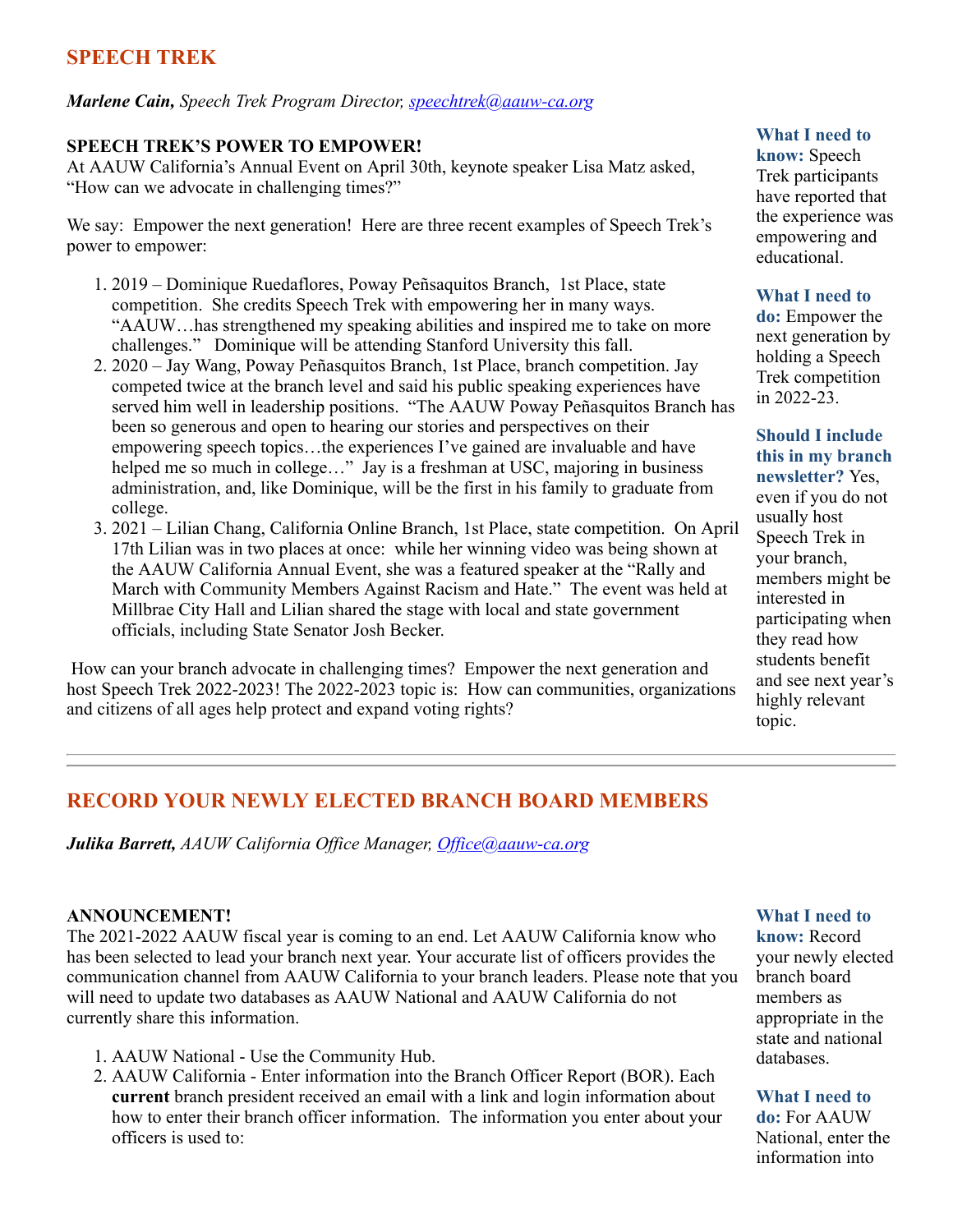## SPEECH TREK

***Marlene Cain,*** *Speech Trek Program Director, [speechtrek@aauw-ca.org](mailto:speechtrek@aauw-ca.org)*

**SPEECH TREK'S POWER TO EMPOWER!**

At AAUW California's Annual Event on April 30th, keynote speaker Lisa Matz asked, "How can we advocate in challenging times?"

We say: Empower the next generation! Here are three recent examples of Speech Trek's power to empower:

1. 2019 – Dominique Ruedaflores, Poway Peñsaquitos Branch, 1st Place, state competition. She credits Speech Trek with empowering her in many ways. "AAUW…has strengthened my speaking abilities and inspired me to take on more challenges." Dominique will be attending Stanford University this fall.
2. 2020 – Jay Wang, Poway Peñasquitos Branch, 1st Place, branch competition. Jay competed twice at the branch level and said his public speaking experiences have served him well in leadership positions. "The AAUW Poway Peñasquitos Branch has been so generous and open to hearing our stories and perspectives on their empowering speech topics…the experiences I've gained are invaluable and have helped me so much in college…" Jay is a freshman at USC, majoring in business administration, and, like Dominique, will be the first in his family to graduate from college.
3. 2021 – Lilian Chang, California Online Branch, 1st Place, state competition. On April 17th Lilian was in two places at once: while her winning video was being shown at the AAUW California Annual Event, she was a featured speaker at the "Rally and March with Community Members Against Racism and Hate." The event was held at Millbrae City Hall and Lilian shared the stage with local and state government officials, including State Senator Josh Becker.

How can your branch advocate in challenging times? Empower the next generation and host Speech Trek 2022-2023! The 2022-2023 topic is: How can communities, organizations and citizens of all ages help protect and expand voting rights?

**What I need to know:** Speech Trek participants have reported that the experience was empowering and educational.

**What I need to do:** Empower the next generation by holding a Speech Trek competition in 2022-23.

**Should I include this in my branch newsletter?** Yes, even if you do not usually host Speech Trek in your branch, members might be interested in participating when they read how students benefit and see next year's highly relevant topic.

---

## RECORD YOUR NEWLY ELECTED BRANCH BOARD MEMBERS

***Julika Barrett,*** *AAUW California Office Manager, [Office@aauw-ca.org](mailto:Office@aauw-ca.org)*

**ANNOUNCEMENT!**

The 2021-2022 AAUW fiscal year is coming to an end. Let AAUW California know who has been selected to lead your branch next year. Your accurate list of officers provides the communication channel from AAUW California to your branch leaders. Please note that you will need to update two databases as AAUW National and AAUW California do not currently share this information.

1. AAUW National - Use the Community Hub.
2. AAUW California - Enter information into the Branch Officer Report (BOR). Each **current** branch president received an email with a link and login information about how to enter their branch officer information. The information you enter about your officers is used to:

**What I need to know:** Record your newly elected branch board members as appropriate in the state and national databases.

**What I need to do:** For AAUW National, enter the information into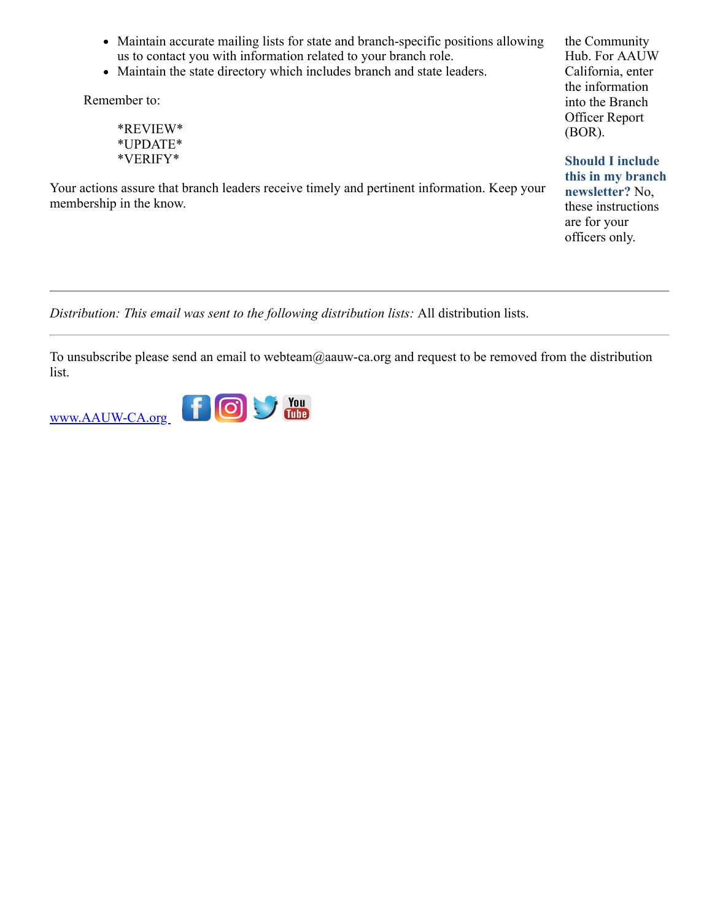- Maintain accurate mailing lists for state and branch-specific positions allowing us to contact you with information related to your branch role.
- Maintain the state directory which includes branch and state leaders.

Remember to:

*REVIEW*
*UPDATE*
*VERIFY*

Your actions assure that branch leaders receive timely and pertinent information. Keep your membership in the know.

the Community Hub. For AAUW California, enter the information into the Branch Officer Report (BOR).

**Should I include this in my branch newsletter?** No, these instructions are for your officers only.

---

*Distribution: This email was sent to the following distribution lists:* All distribution lists.

---

To unsubscribe please send an email to webteam@aauw-ca.org and request to be removed from the distribution list.

[www.AAUW-CA.org](http://www.AAUW-CA.org)